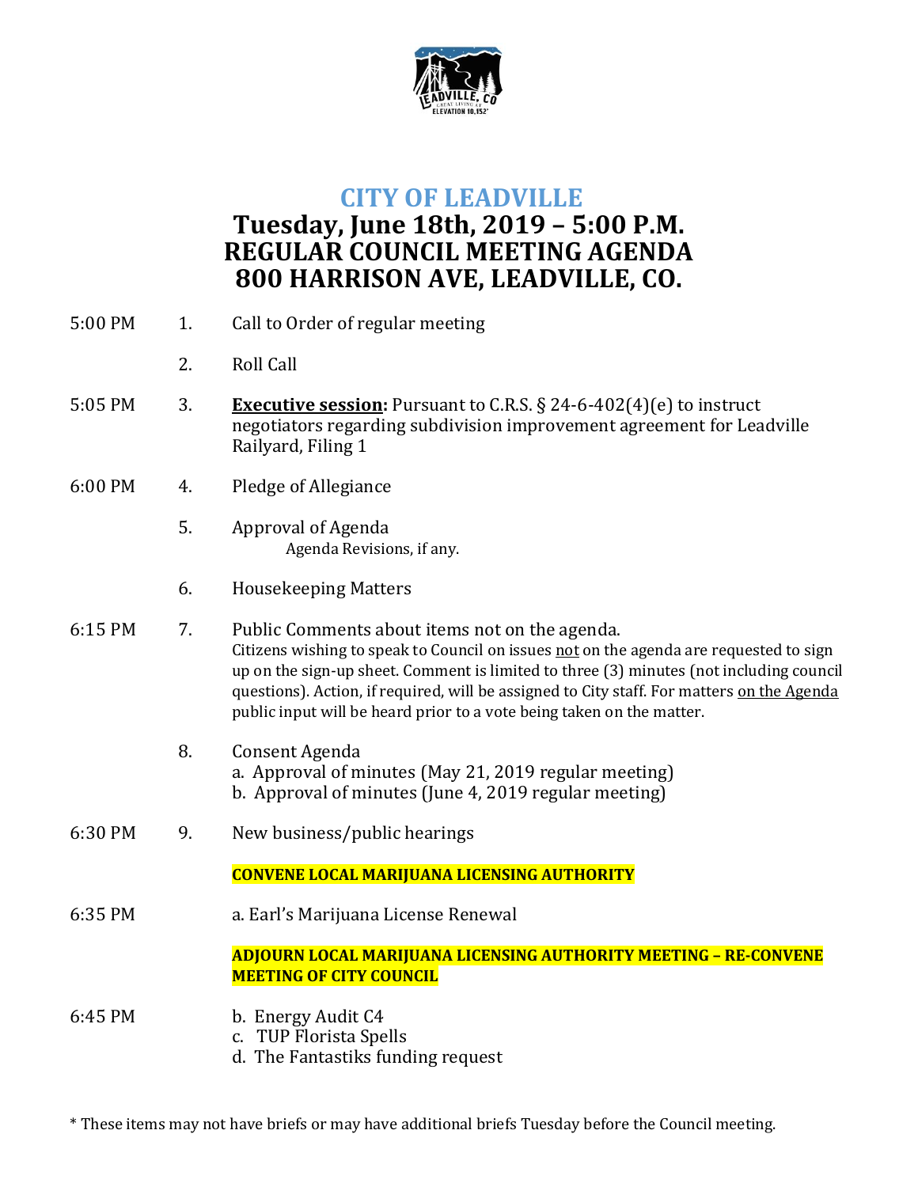# CITY OF LEADVILLE

## Tuesday, June 18th, 2019 – 5:00 P.M.
## REGULAR COUNCIL MEETING AGENDA
## 800 HARRISON AVE, LEADVILLE, CO.

5:00 PM 1. Call to Order of regular meeting

2. Roll Call

5:05 PM 3. **Executive session:** Pursuant to C.R.S. § 24-6-402(4)(e) to instruct negotiators regarding subdivision improvement agreement for Leadville Railyard, Filing 1

6:00 PM 4. Pledge of Allegiance

5. Approval of Agenda
   Agenda Revisions, if any.

6. Housekeeping Matters

6:15 PM 7. Public Comments about items not on the agenda.
   Citizens wishing to speak to Council on issues not on the agenda are requested to sign up on the sign-up sheet. Comment is limited to three (3) minutes (not including council questions). Action, if required, will be assigned to City staff. For matters on the Agenda public input will be heard prior to a vote being taken on the matter.

8. Consent Agenda
   a. Approval of minutes (May 21, 2019 regular meeting)
   b. Approval of minutes (June 4, 2019 regular meeting)

6:30 PM 9. New business/public hearings

**CONVENE LOCAL MARIJUANA LICENSING AUTHORITY**

6:35 PM a. Earl's Marijuana License Renewal

**ADJOURN LOCAL MARIJUANA LICENSING AUTHORITY MEETING – RE-CONVENE MEETING OF CITY COUNCIL**

6:45 PM b. Energy Audit C4
c. TUP Florista Spells
d. The Fantastiks funding request

* These items may not have briefs or may have additional briefs Tuesday before the Council meeting.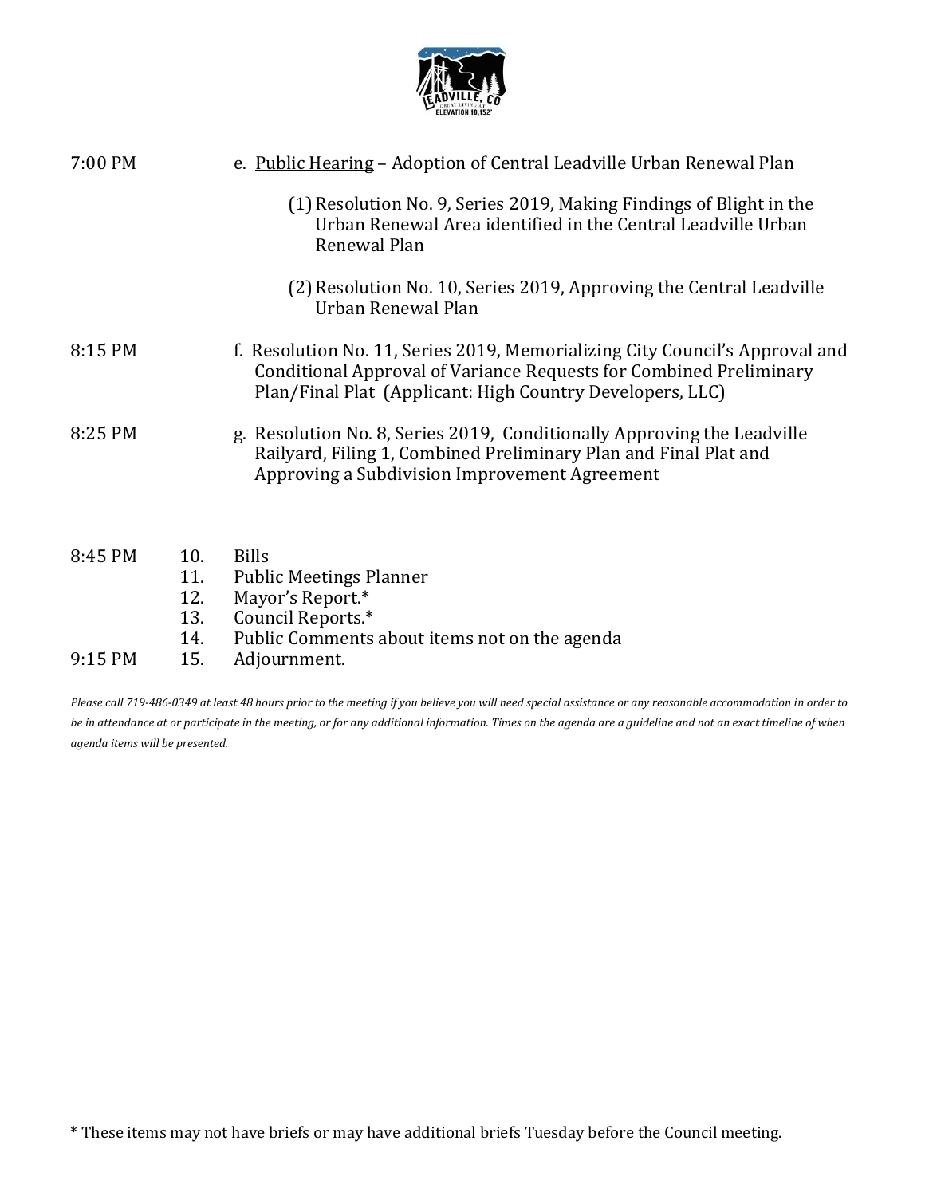7:00 PM e. Public Hearing – Adoption of Central Leadville Urban Renewal Plan

(1) Resolution No. 9, Series 2019, Making Findings of Blight in the Urban Renewal Area identified in the Central Leadville Urban Renewal Plan

(2) Resolution No. 10, Series 2019, Approving the Central Leadville Urban Renewal Plan

8:15 PM f. Resolution No. 11, Series 2019, Memorializing City Council's Approval and Conditional Approval of Variance Requests for Combined Preliminary Plan/Final Plat (Applicant: High Country Developers, LLC)

8:25 PM g. Resolution No. 8, Series 2019, Conditionally Approving the Leadville Railyard, Filing 1, Combined Preliminary Plan and Final Plat and Approving a Subdivision Improvement Agreement

8:45 PM 10. Bills

11. Public Meetings Planner
12. Mayor's Report.*
13. Council Reports.*
14. Public Comments about items not on the agenda

9:15 PM 15. Adjournment.

*Please call 719-486-0349 at least 48 hours prior to the meeting if you believe you will need special assistance or any reasonable accommodation in order to be in attendance at or participate in the meeting, or for any additional information. Times on the agenda are a guideline and not an exact timeline of when agenda items will be presented.*

* These items may not have briefs or may have additional briefs Tuesday before the Council meeting.